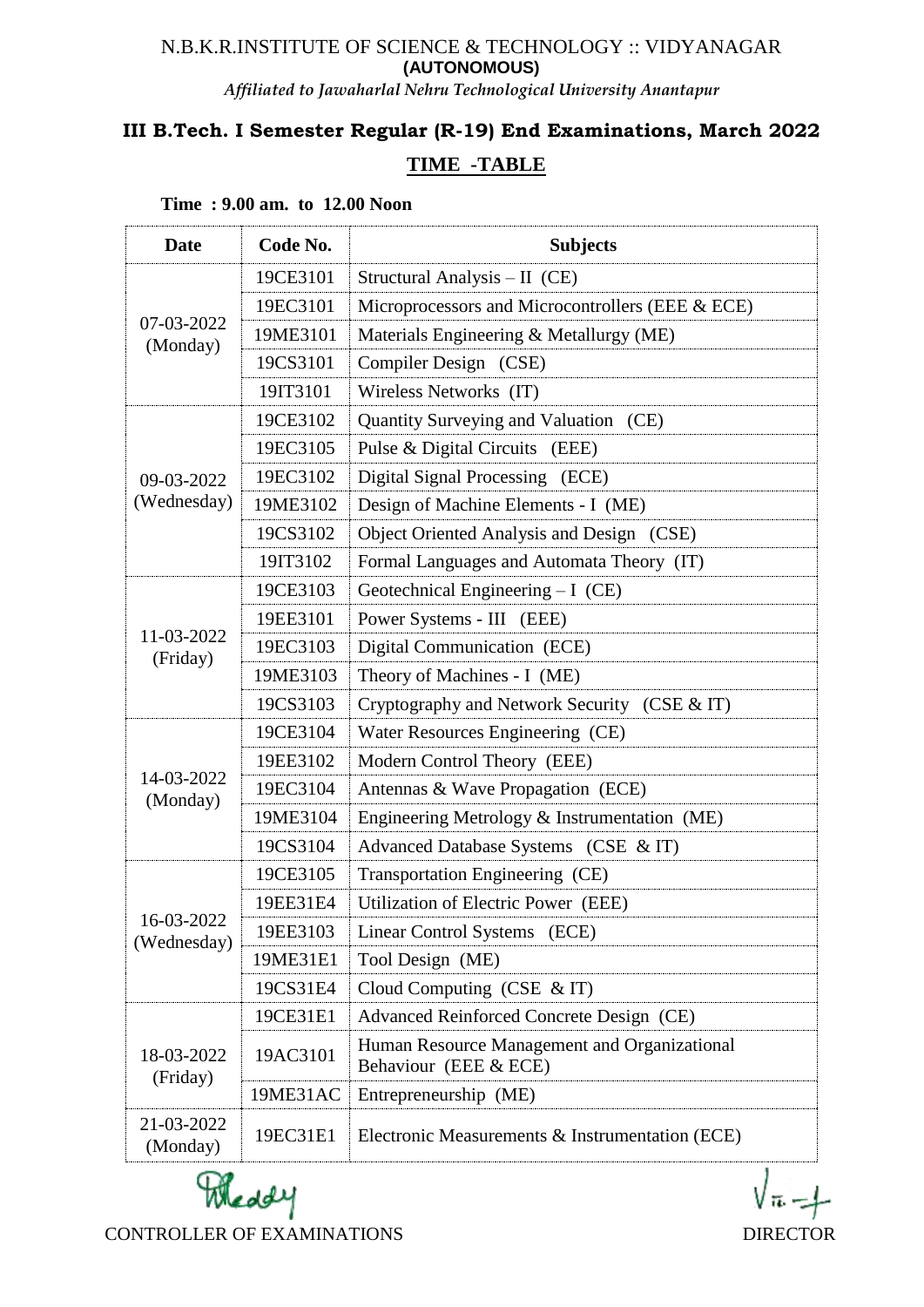N.B.K.R.INSTITUTE OF SCIENCE & TECHNOLOGY :: VIDYANAGAR

**(AUTONOMOUS)**

*Affiliated to Jawaharlal Nehru Technological University Anantapur*

## III B.Tech. I Semester Regular (R-19) End Examinations, March 2022

## TIME -TABLE

**Time : 9.00 am. to 12.00 Noon**

| Date | Code No. | Subjects |
|---|---|---|
| 07-03-2022 (Monday) | 19CE3101 | Structural Analysis – II (CE) |
| | 19EC3101 | Microprocessors and Microcontrollers (EEE & ECE) |
| | 19ME3101 | Materials Engineering & Metallurgy (ME) |
| | 19CS3101 | Compiler Design (CSE) |
| | 19IT3101 | Wireless Networks (IT) |
| 09-03-2022 (Wednesday) | 19CE3102 | Quantity Surveying and Valuation (CE) |
| | 19EC3105 | Pulse & Digital Circuits (EEE) |
| | 19EC3102 | Digital Signal Processing (ECE) |
| | 19ME3102 | Design of Machine Elements - I (ME) |
| | 19CS3102 | Object Oriented Analysis and Design (CSE) |
| | 19IT3102 | Formal Languages and Automata Theory (IT) |
| 11-03-2022 (Friday) | 19CE3103 | Geotechnical Engineering – I (CE) |
| | 19EE3101 | Power Systems - III (EEE) |
| | 19EC3103 | Digital Communication (ECE) |
| | 19ME3103 | Theory of Machines - I (ME) |
| | 19CS3103 | Cryptography and Network Security (CSE & IT) |
| 14-03-2022 (Monday) | 19CE3104 | Water Resources Engineering (CE) |
| | 19EE3102 | Modern Control Theory (EEE) |
| | 19EC3104 | Antennas & Wave Propagation (ECE) |
| | 19ME3104 | Engineering Metrology & Instrumentation (ME) |
| | 19CS3104 | Advanced Database Systems (CSE & IT) |
| 16-03-2022 (Wednesday) | 19CE3105 | Transportation Engineering (CE) |
| | 19EE31E4 | Utilization of Electric Power (EEE) |
| | 19EE3103 | Linear Control Systems (ECE) |
| | 19ME31E1 | Tool Design (ME) |
| | 19CS31E4 | Cloud Computing (CSE & IT) |
| 18-03-2022 (Friday) | 19CE31E1 | Advanced Reinforced Concrete Design (CE) |
| | 19AC3101 | Human Resource Management and Organizational Behaviour (EEE & ECE) |
| | 19ME31AC | Entrepreneurship (ME) |
| 21-03-2022 (Monday) | 19EC31E1 | Electronic Measurements & Instrumentation (ECE) |

CONTROLLER OF EXAMINATIONS

DIRECTOR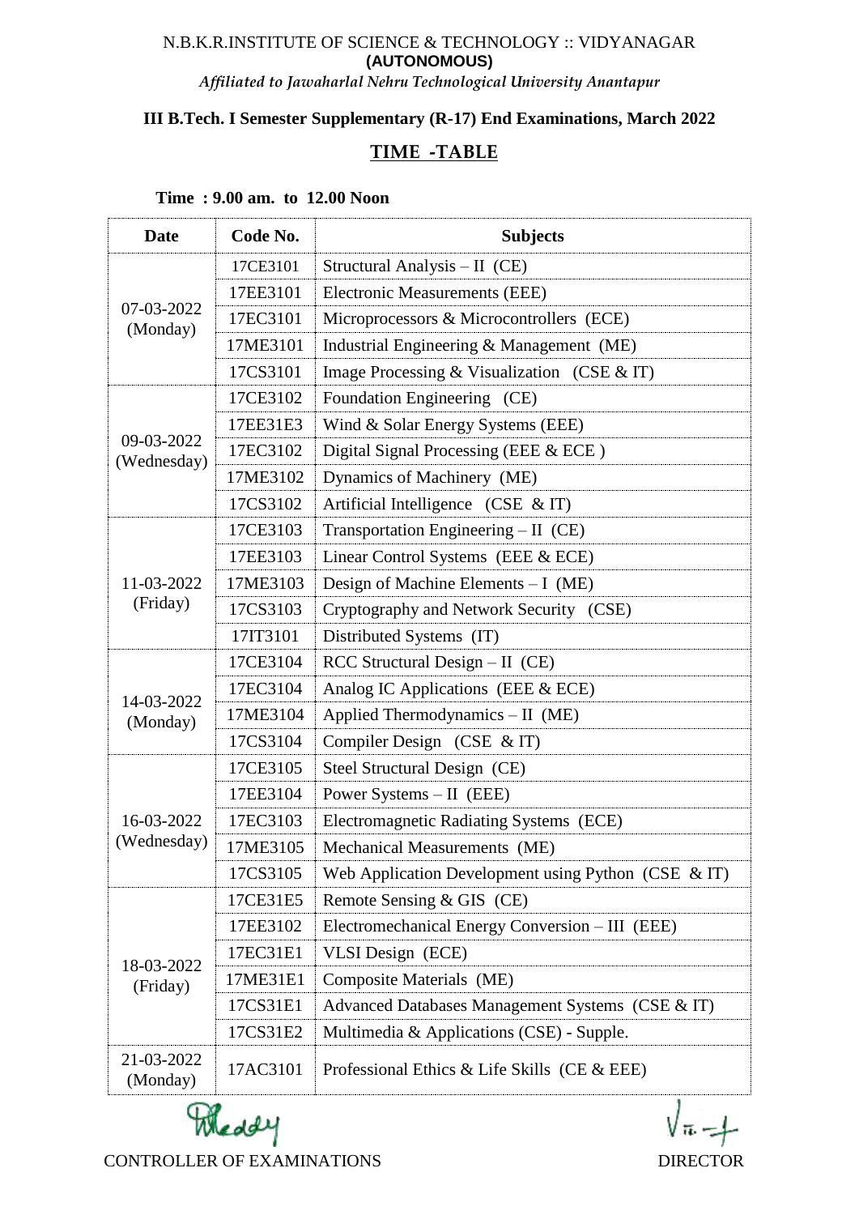N.B.K.R.INSTITUTE OF SCIENCE & TECHNOLOGY :: VIDYANAGAR

**(AUTONOMOUS)**

*Affiliated to Jawaharlal Nehru Technological University Anantapur*

**III B.Tech. I Semester Supplementary (R-17) End Examinations, March 2022**

## TIME -TABLE

**Time : 9.00 am. to 12.00 Noon**

| Date | Code No. | Subjects |
|---|---|---|
| 07-03-2022 (Monday) | 17CE3101 | Structural Analysis – II (CE) |
| | 17EE3101 | Electronic Measurements (EEE) |
| | 17EC3101 | Microprocessors & Microcontrollers (ECE) |
| | 17ME3101 | Industrial Engineering & Management (ME) |
| | 17CS3101 | Image Processing & Visualization (CSE & IT) |
| 09-03-2022 (Wednesday) | 17CE3102 | Foundation Engineering (CE) |
| | 17EE31E3 | Wind & Solar Energy Systems (EEE) |
| | 17EC3102 | Digital Signal Processing (EEE & ECE ) |
| | 17ME3102 | Dynamics of Machinery (ME) |
| | 17CS3102 | Artificial Intelligence (CSE & IT) |
| 11-03-2022 (Friday) | 17CE3103 | Transportation Engineering – II (CE) |
| | 17EE3103 | Linear Control Systems (EEE & ECE) |
| | 17ME3103 | Design of Machine Elements – I (ME) |
| | 17CS3103 | Cryptography and Network Security (CSE) |
| | 17IT3101 | Distributed Systems (IT) |
| 14-03-2022 (Monday) | 17CE3104 | RCC Structural Design – II (CE) |
| | 17EC3104 | Analog IC Applications (EEE & ECE) |
| | 17ME3104 | Applied Thermodynamics – II (ME) |
| | 17CS3104 | Compiler Design (CSE & IT) |
| 16-03-2022 (Wednesday) | 17CE3105 | Steel Structural Design (CE) |
| | 17EE3104 | Power Systems – II (EEE) |
| | 17EC3103 | Electromagnetic Radiating Systems (ECE) |
| | 17ME3105 | Mechanical Measurements (ME) |
| | 17CS3105 | Web Application Development using Python (CSE & IT) |
| 18-03-2022 (Friday) | 17CE31E5 | Remote Sensing & GIS (CE) |
| | 17EE3102 | Electromechanical Energy Conversion – III (EEE) |
| | 17EC31E1 | VLSI Design (ECE) |
| | 17ME31E1 | Composite Materials (ME) |
| | 17CS31E1 | Advanced Databases Management Systems (CSE & IT) |
| | 17CS31E2 | Multimedia & Applications (CSE) - Supple. |
| 21-03-2022 (Monday) | 17AC3101 | Professional Ethics & Life Skills (CE & EEE) |

CONTROLLER OF EXAMINATIONS

DIRECTOR